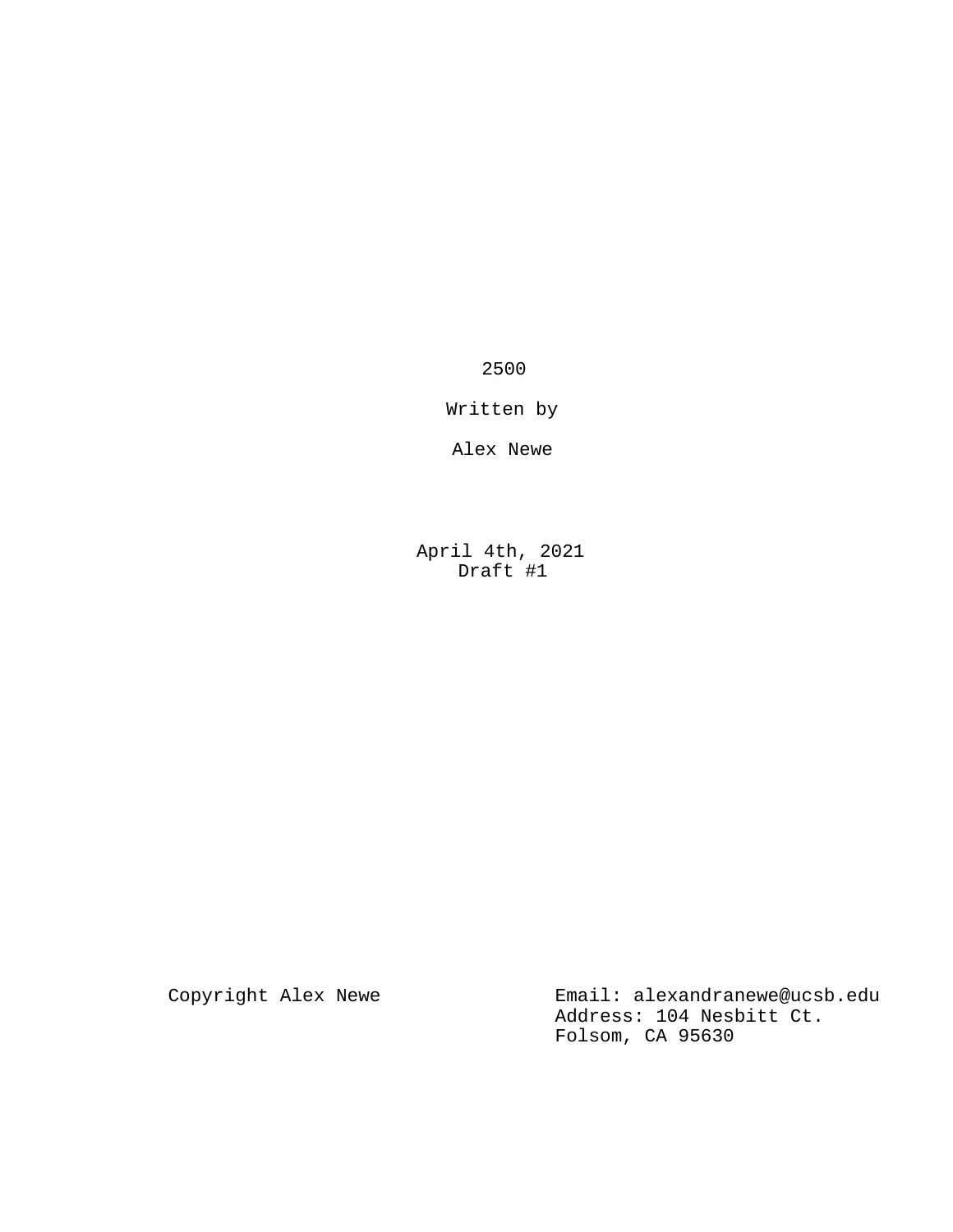# 2500

Written by

Alex Newe

April 4th, 2021
Draft #1

Copyright Alex Newe

Email: alexandranewe@ucsb.edu
Address: 104 Nesbitt Ct.
Folsom, CA 95630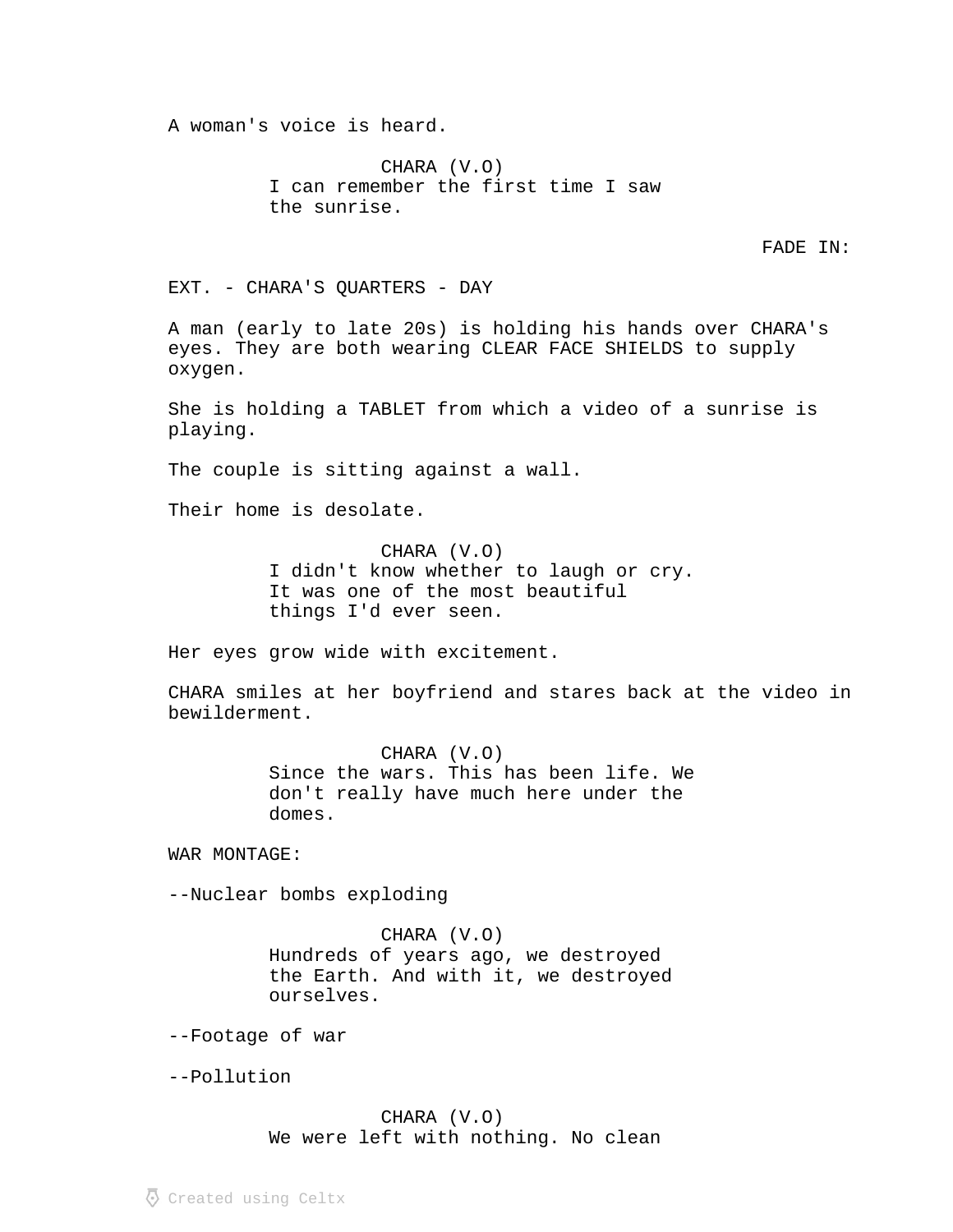A woman's voice is heard.

CHARA (V.O)
I can remember the first time I saw the sunrise.

FADE IN:

EXT. - CHARA'S QUARTERS - DAY

A man (early to late 20s) is holding his hands over CHARA's eyes. They are both wearing CLEAR FACE SHIELDS to supply oxygen.

She is holding a TABLET from which a video of a sunrise is playing.

The couple is sitting against a wall.

Their home is desolate.

CHARA (V.O)
I didn't know whether to laugh or cry. It was one of the most beautiful things I'd ever seen.

Her eyes grow wide with excitement.

CHARA smiles at her boyfriend and stares back at the video in bewilderment.

CHARA (V.O)
Since the wars. This has been life. We don't really have much here under the domes.

WAR MONTAGE:

--Nuclear bombs exploding

CHARA (V.O)
Hundreds of years ago, we destroyed the Earth. And with it, we destroyed ourselves.

--Footage of war

--Pollution

CHARA (V.O)
We were left with nothing. No clean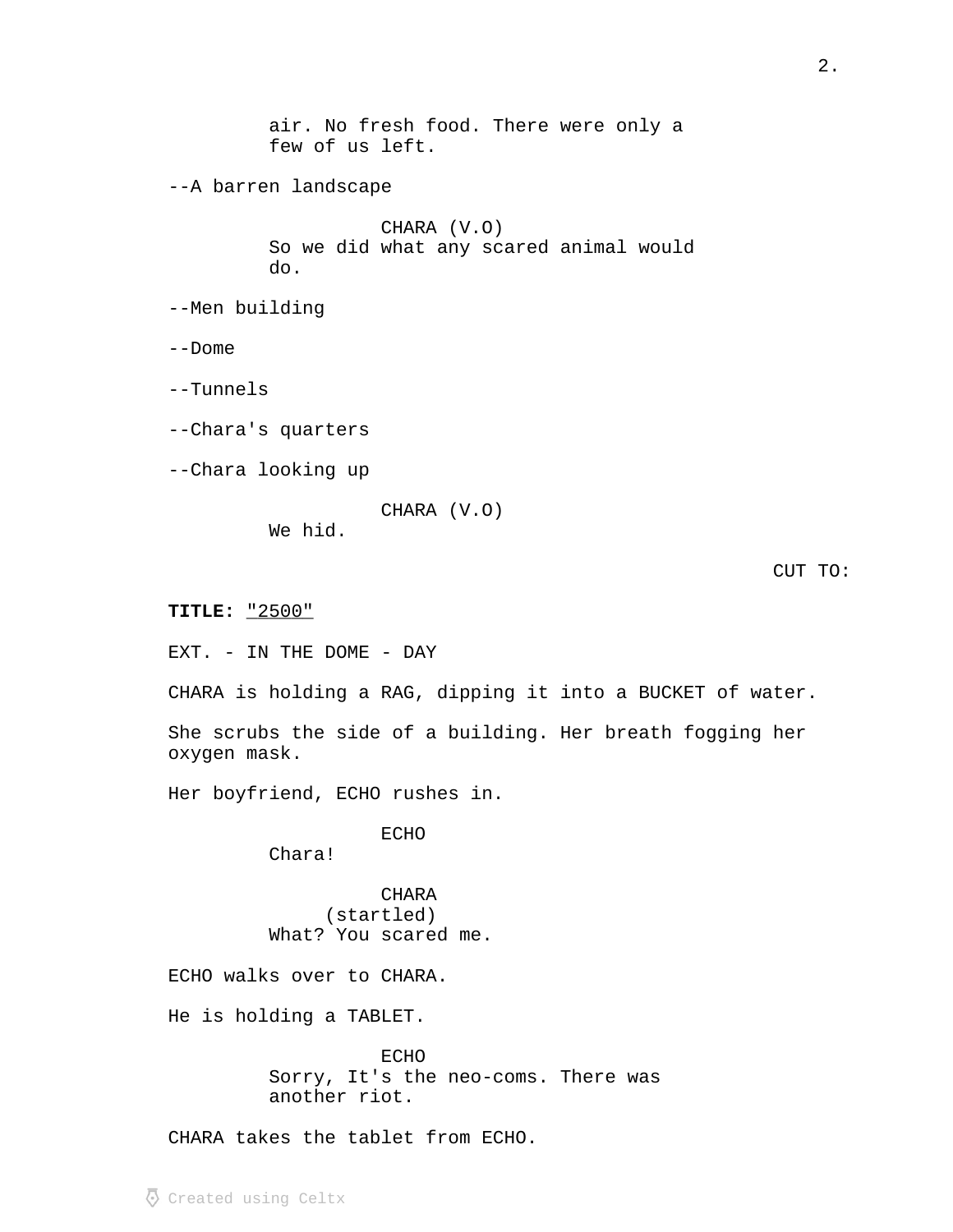air. No fresh food. There were only a few of us left.

--A barren landscape

CHARA (V.O)

So we did what any scared animal would do.

--Men building

--Dome

--Tunnels

--Chara's quarters

--Chara looking up

CHARA (V.O)

We hid.

CUT TO:

**TITLE:** "2500"

EXT. - IN THE DOME - DAY

CHARA is holding a RAG, dipping it into a BUCKET of water.

She scrubs the side of a building. Her breath fogging her oxygen mask.

Her boyfriend, ECHO rushes in.

ECHO

Chara!

CHARA

(startled)

What? You scared me.

ECHO walks over to CHARA.

He is holding a TABLET.

ECHO

Sorry, It's the neo-coms. There was another riot.

CHARA takes the tablet from ECHO.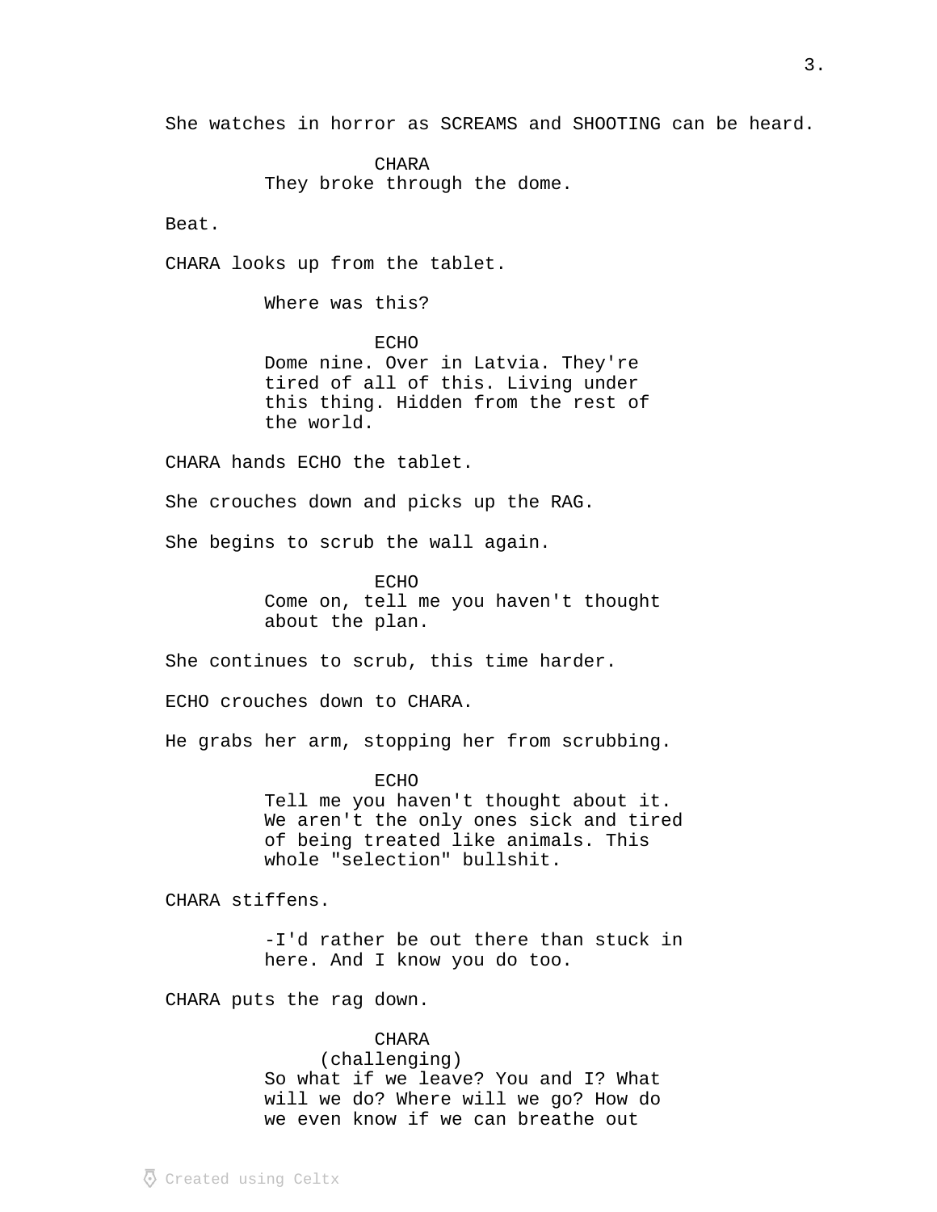She watches in horror as SCREAMS and SHOOTING can be heard.

CHARA
They broke through the dome.

Beat.

CHARA looks up from the tablet.

Where was this?

ECHO
Dome nine. Over in Latvia. They're tired of all of this. Living under this thing. Hidden from the rest of the world.

CHARA hands ECHO the tablet.

She crouches down and picks up the RAG.

She begins to scrub the wall again.

ECHO
Come on, tell me you haven't thought about the plan.

She continues to scrub, this time harder.

ECHO crouches down to CHARA.

He grabs her arm, stopping her from scrubbing.

ECHO
Tell me you haven't thought about it. We aren't the only ones sick and tired of being treated like animals. This whole "selection" bullshit.

CHARA stiffens.

-I'd rather be out there than stuck in here. And I know you do too.

CHARA puts the rag down.

CHARA
(challenging)
So what if we leave? You and I? What will we do? Where will we go? How do we even know if we can breathe out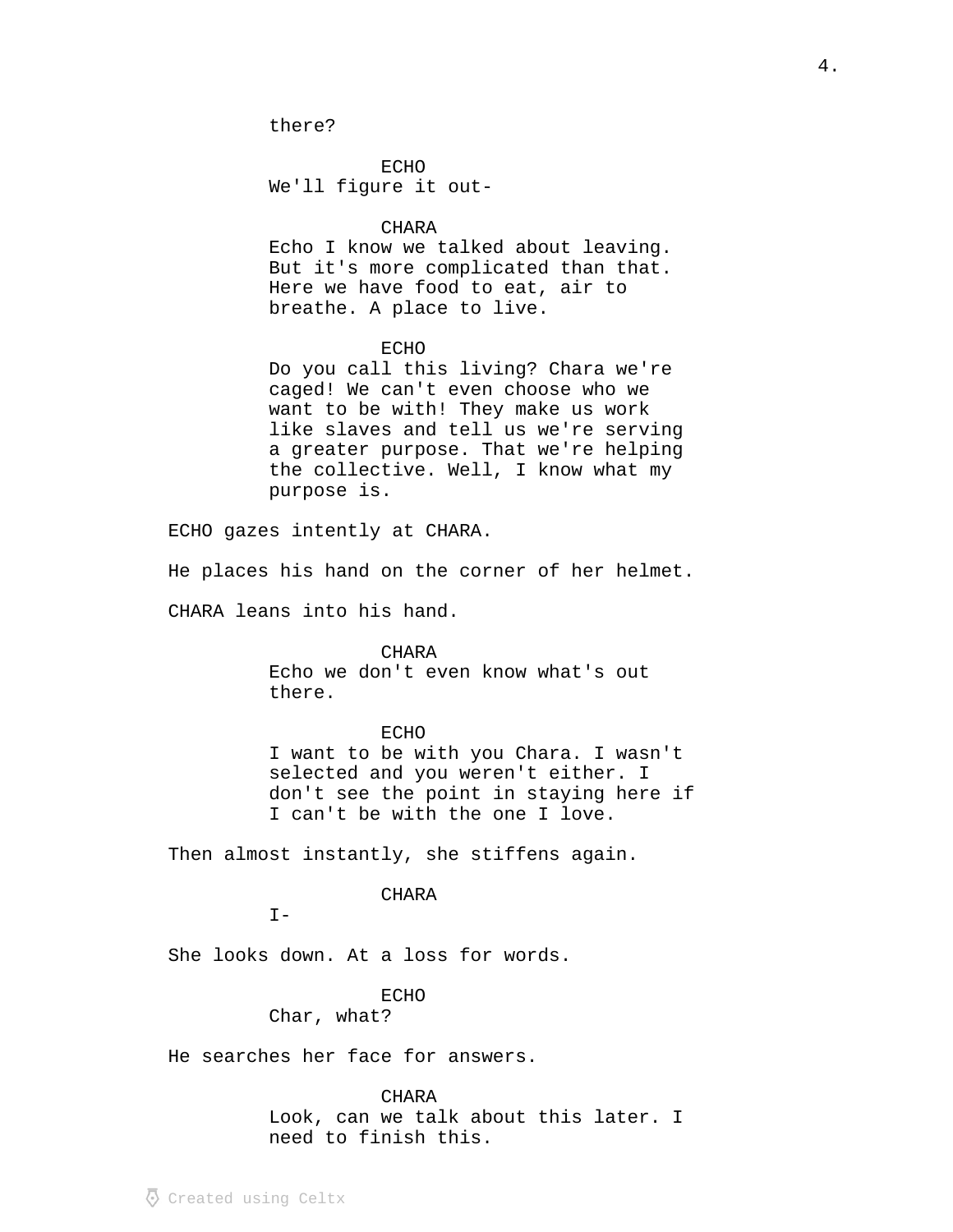there?

ECHO
We'll figure it out-

CHARA
Echo I know we talked about leaving. But it's more complicated than that. Here we have food to eat, air to breathe. A place to live.

ECHO
Do you call this living? Chara we're caged! We can't even choose who we want to be with! They make us work like slaves and tell us we're serving a greater purpose. That we're helping the collective. Well, I know what my purpose is.

ECHO gazes intently at CHARA.

He places his hand on the corner of her helmet.

CHARA leans into his hand.

CHARA
Echo we don't even know what's out there.

ECHO
I want to be with you Chara. I wasn't selected and you weren't either. I don't see the point in staying here if I can't be with the one I love.

Then almost instantly, she stiffens again.

CHARA
I-

She looks down. At a loss for words.

ECHO
Char, what?

He searches her face for answers.

CHARA
Look, can we talk about this later. I need to finish this.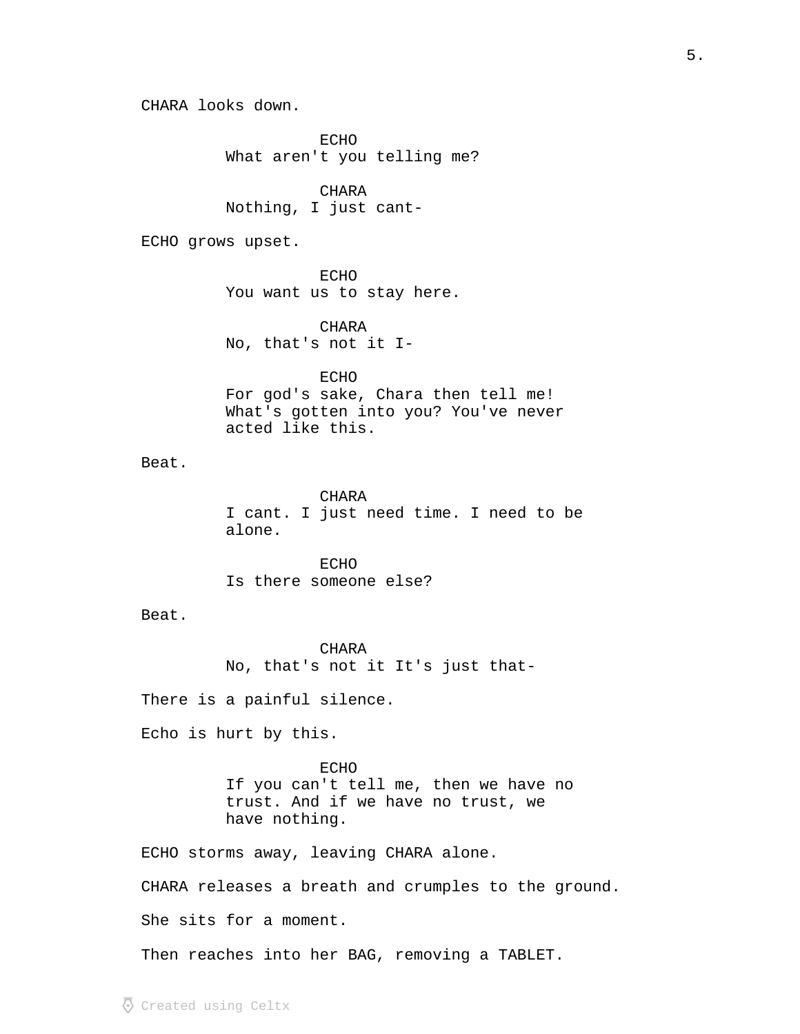CHARA looks down.

ECHO
What aren't you telling me?

CHARA
Nothing, I just cant-

ECHO grows upset.

ECHO
You want us to stay here.

CHARA
No, that's not it I-

ECHO
For god's sake, Chara then tell me! What's gotten into you? You've never acted like this.

Beat.

CHARA
I cant. I just need time. I need to be alone.

ECHO
Is there someone else?

Beat.

CHARA
No, that's not it It's just that-

There is a painful silence.

Echo is hurt by this.

ECHO
If you can't tell me, then we have no trust. And if we have no trust, we have nothing.

ECHO storms away, leaving CHARA alone.

CHARA releases a breath and crumples to the ground.

She sits for a moment.

Then reaches into her BAG, removing a TABLET.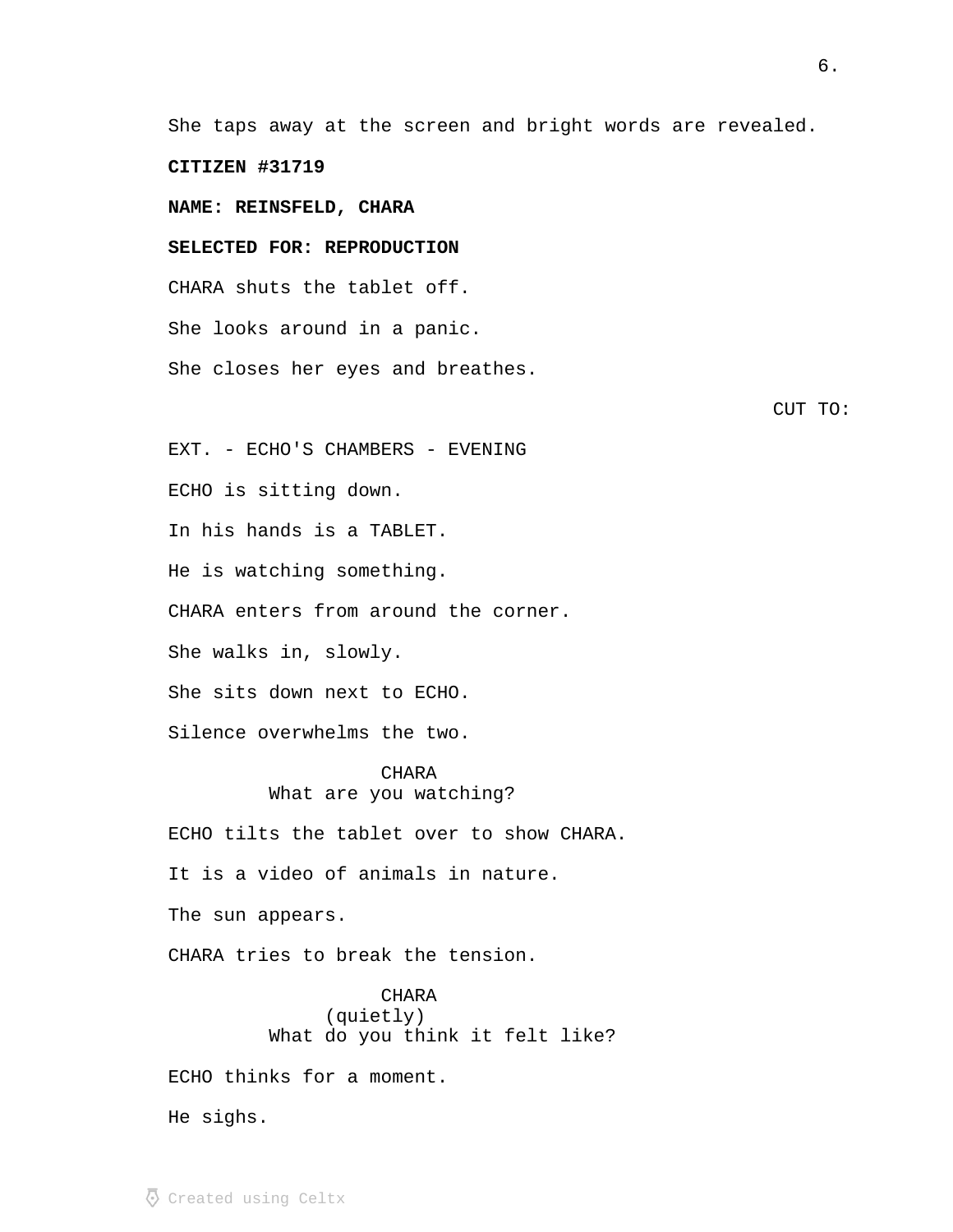She taps away at the screen and bright words are revealed.

**CITIZEN #31719**

**NAME: REINSFELD, CHARA**

**SELECTED FOR: REPRODUCTION**

CHARA shuts the tablet off.

She looks around in a panic.

She closes her eyes and breathes.

CUT TO:

EXT. - ECHO'S CHAMBERS - EVENING

ECHO is sitting down.

In his hands is a TABLET.

He is watching something.

CHARA enters from around the corner.

She walks in, slowly.

She sits down next to ECHO.

Silence overwhelms the two.

CHARA
What are you watching?

ECHO tilts the tablet over to show CHARA.

It is a video of animals in nature.

The sun appears.

CHARA tries to break the tension.

CHARA
(quietly)
What do you think it felt like?

ECHO thinks for a moment.

He sighs.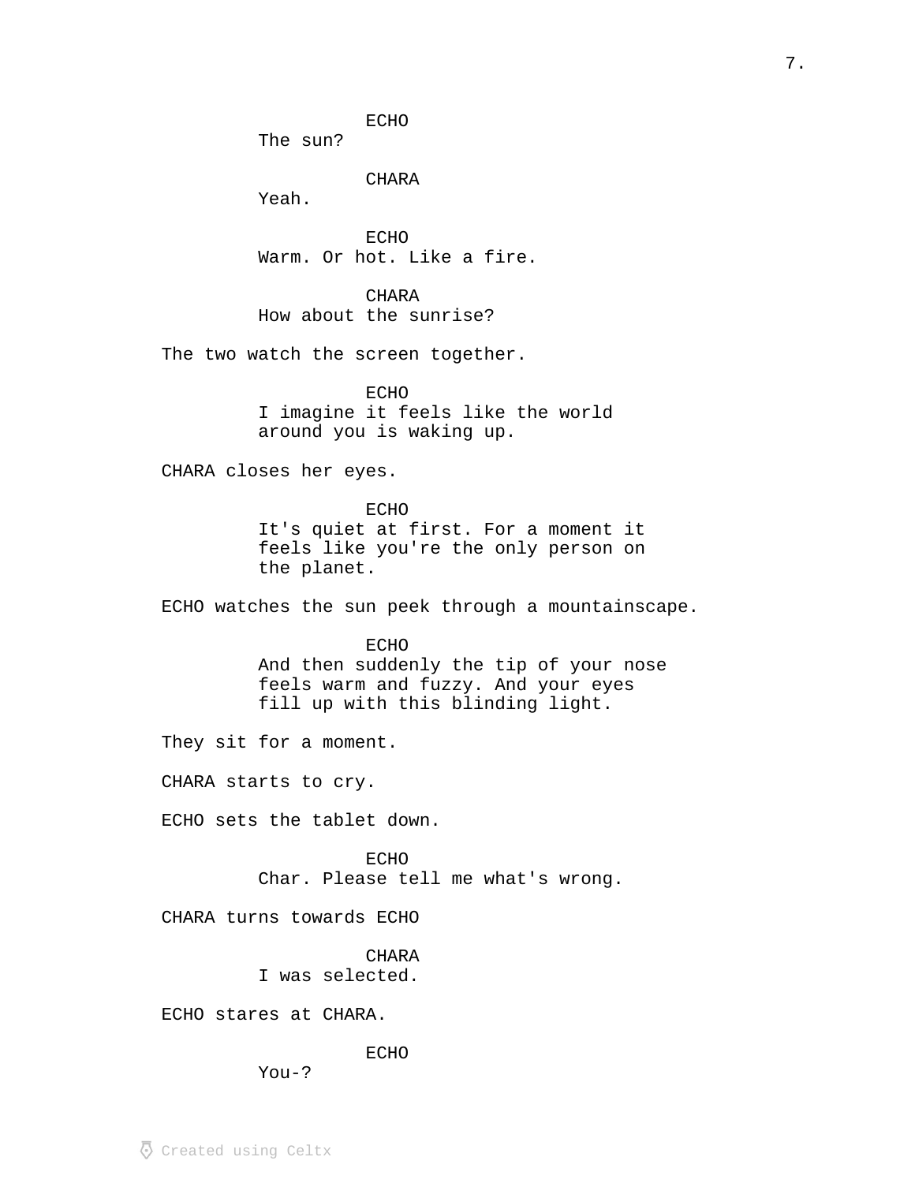ECHO
The sun?

CHARA
Yeah.

ECHO
Warm. Or hot. Like a fire.

CHARA
How about the sunrise?

The two watch the screen together.

ECHO
I imagine it feels like the world around you is waking up.

CHARA closes her eyes.

ECHO
It's quiet at first. For a moment it feels like you're the only person on the planet.

ECHO watches the sun peek through a mountainscape.

ECHO
And then suddenly the tip of your nose feels warm and fuzzy. And your eyes fill up with this blinding light.

They sit for a moment.

CHARA starts to cry.

ECHO sets the tablet down.

ECHO
Char. Please tell me what's wrong.

CHARA turns towards ECHO

CHARA
I was selected.

ECHO stares at CHARA.

ECHO
You-?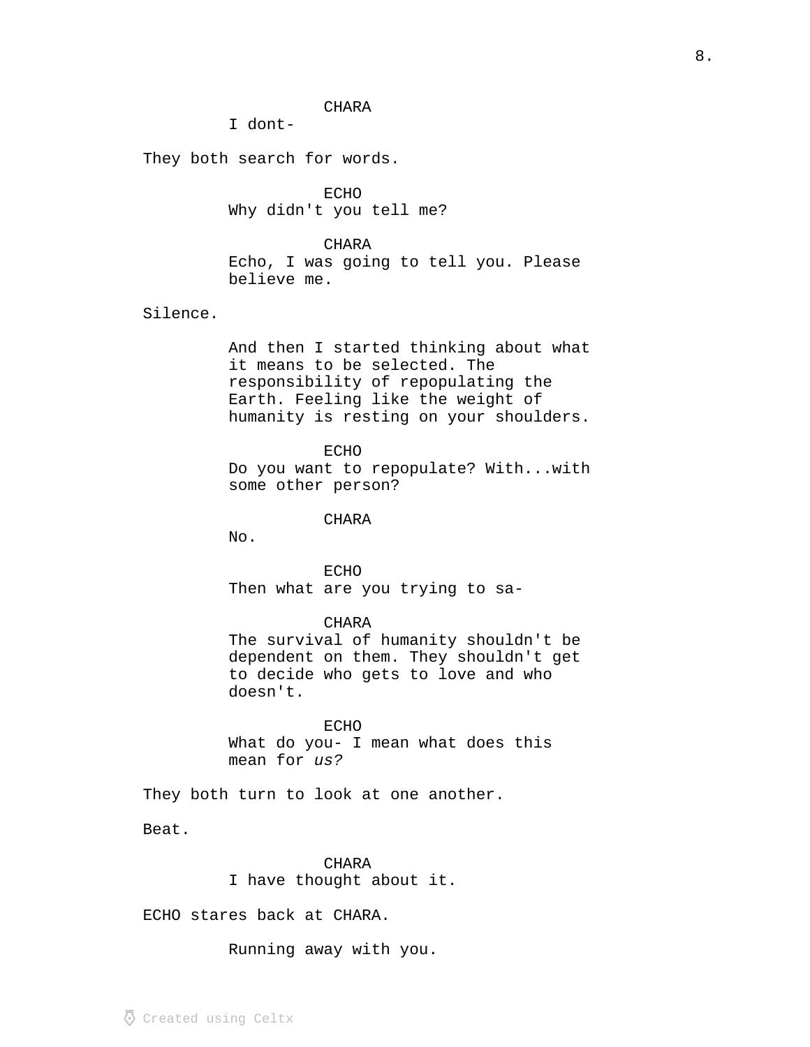CHARA
I dont-

They both search for words.

ECHO
Why didn't you tell me?

CHARA
Echo, I was going to tell you. Please believe me.

Silence.

And then I started thinking about what it means to be selected. The responsibility of repopulating the Earth. Feeling like the weight of humanity is resting on your shoulders.

ECHO
Do you want to repopulate? With...with some other person?

CHARA
No.

ECHO
Then what are you trying to sa-

CHARA
The survival of humanity shouldn't be dependent on them. They shouldn't get to decide who gets to love and who doesn't.

ECHO
What do you- I mean what does this mean for *us?*

They both turn to look at one another.

Beat.

CHARA
I have thought about it.

ECHO stares back at CHARA.

Running away with you.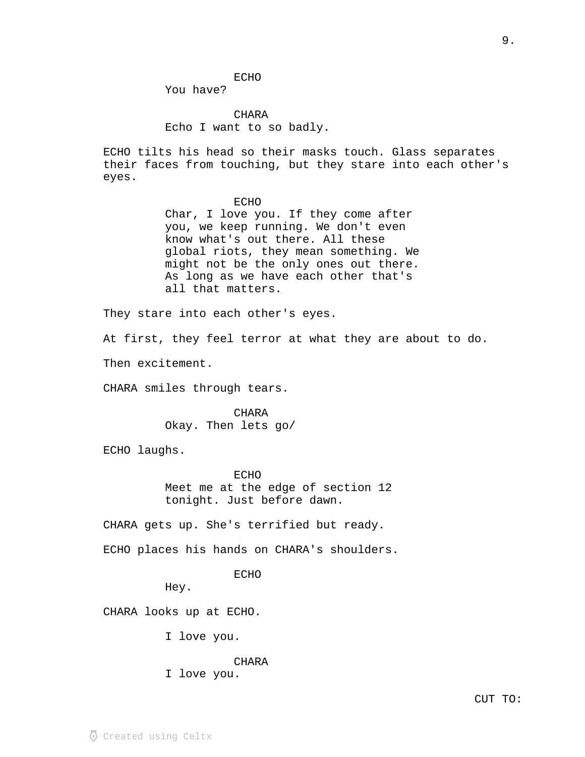ECHO
You have?

CHARA
Echo I want to so badly.

ECHO tilts his head so their masks touch. Glass separates their faces from touching, but they stare into each other's eyes.

ECHO
Char, I love you. If they come after you, we keep running. We don't even know what's out there. All these global riots, they mean something. We might not be the only ones out there. As long as we have each other that's all that matters.

They stare into each other's eyes.

At first, they feel terror at what they are about to do.

Then excitement.

CHARA smiles through tears.

CHARA
Okay. Then lets go/

ECHO laughs.

ECHO
Meet me at the edge of section 12 tonight. Just before dawn.

CHARA gets up. She's terrified but ready.

ECHO places his hands on CHARA's shoulders.

ECHO
Hey.

CHARA looks up at ECHO.

I love you.

CHARA
I love you.

CUT TO:

Created using Celtx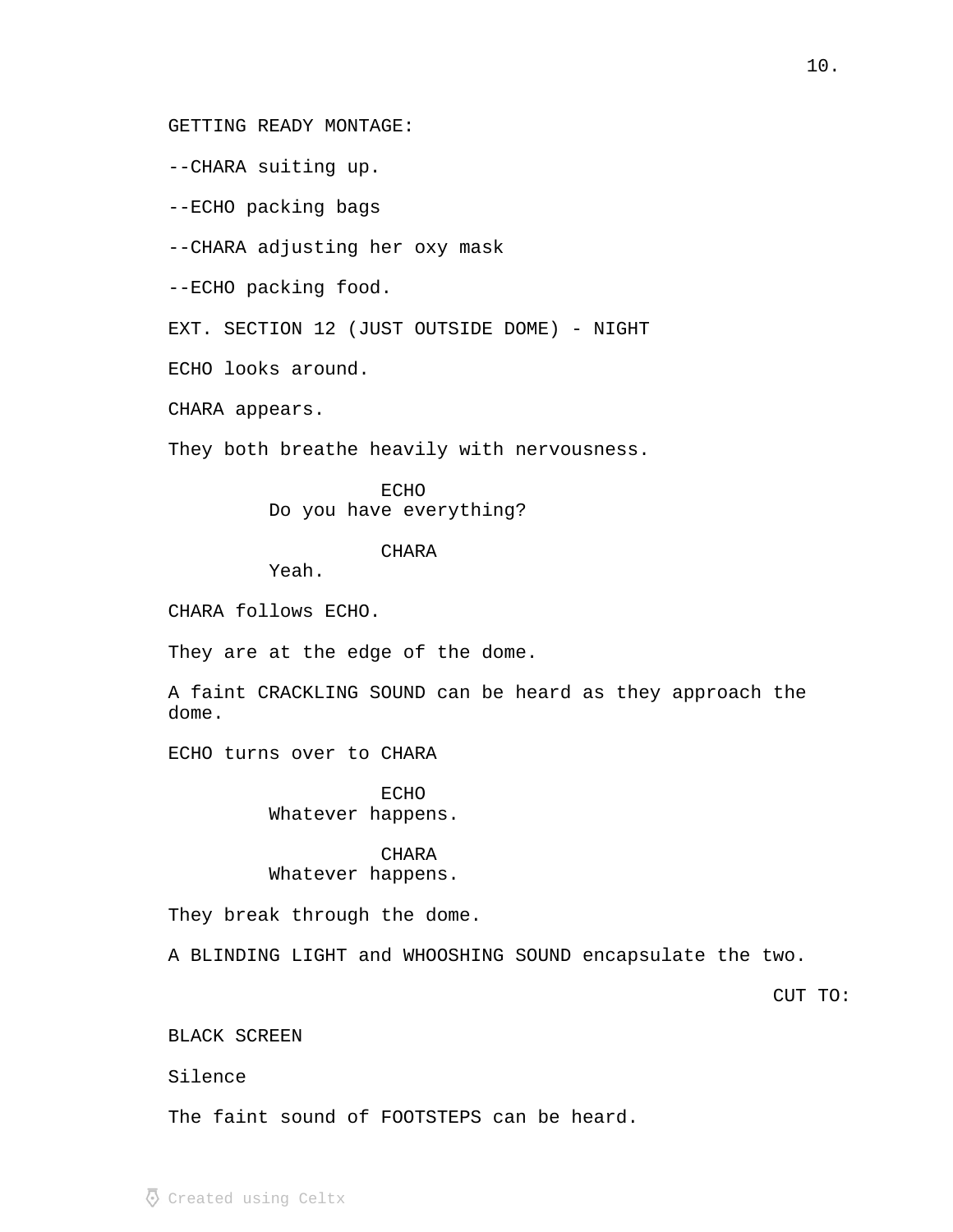GETTING READY MONTAGE:

--CHARA suiting up.

--ECHO packing bags

--CHARA adjusting her oxy mask

--ECHO packing food.

EXT. SECTION 12 (JUST OUTSIDE DOME) - NIGHT

ECHO looks around.

CHARA appears.

They both breathe heavily with nervousness.

ECHO
Do you have everything?

CHARA
Yeah.

CHARA follows ECHO.

They are at the edge of the dome.

A faint CRACKLING SOUND can be heard as they approach the dome.

ECHO turns over to CHARA

ECHO
Whatever happens.

CHARA
Whatever happens.

They break through the dome.

A BLINDING LIGHT and WHOOSHING SOUND encapsulate the two.

CUT TO:

BLACK SCREEN

Silence

The faint sound of FOOTSTEPS can be heard.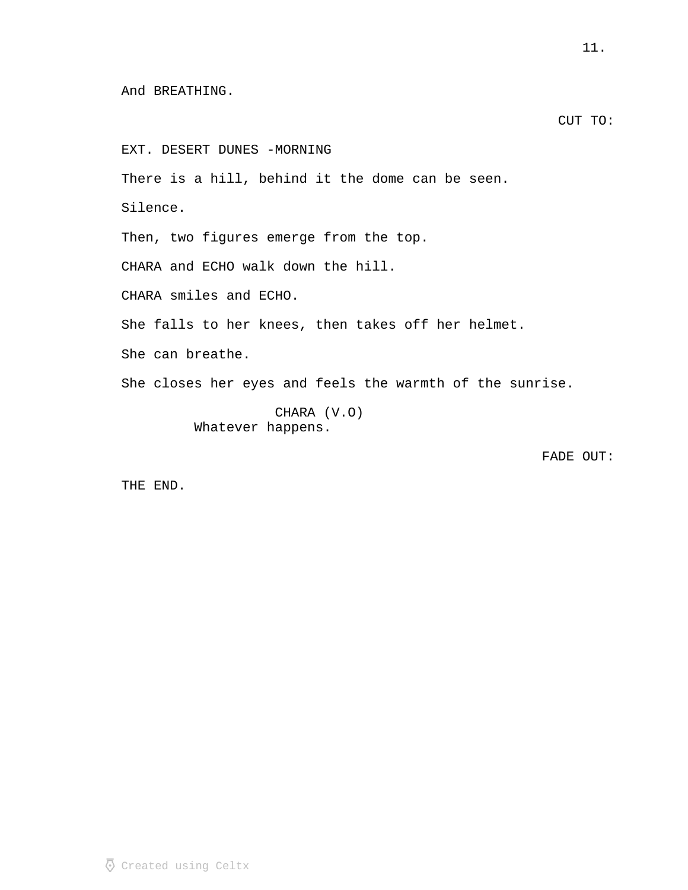And BREATHING.

CUT TO:

EXT. DESERT DUNES -MORNING

There is a hill, behind it the dome can be seen.

Silence.

Then, two figures emerge from the top.

CHARA and ECHO walk down the hill.

CHARA smiles and ECHO.

She falls to her knees, then takes off her helmet.

She can breathe.

She closes her eyes and feels the warmth of the sunrise.

CHARA (V.O)
Whatever happens.

FADE OUT:

THE END.